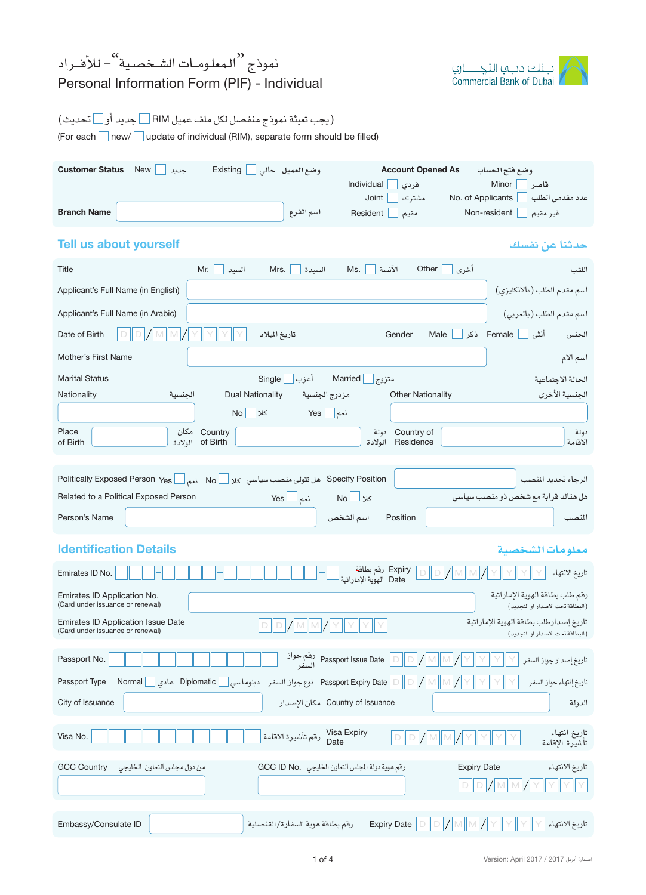Commercial Bank of Dubai
بنك دبي التجاري

# نموذج "المعلومات الشخصية" – للأفراد
# Personal Information Form (PIF) - Individual

(يجب تعبئة نموذج منفصل لكل ملف عميل RIM ☐ جديد أو ☐ تحديث)

(For each ☐ new/ ☐ update of individual (RIM), separate form should be filled)

**Customer Status** New ☐ جديد Existing ☐ حالي **وضع العميل**

**Account Opened As** **وضع فتح الحساب**

Individual ☐ فردي — Minor ☐ قاصر

Joint ☐ مشترك — No. of Applicants ☐ عدد مقدمي الطلب

Resident ☐ مقيم — Non-resident ☐ غير مقيم

**Branch Name** ________ **اسم الفرع**

## Tell us about yourself — حدثنا عن نفسك

| | | |
|---|---|---|
| Title | Mr. ☐ السيد Mrs. ☐ السيدة Ms. ☐ الآنسة Other ☐ أخرى | اللقب |
| Applicant's Full Name (in English) | | اسم مقدم الطلب (بالانكليزي) |
| Applicant's Full Name (in Arabic) | | اسم مقدم الطلب (بالعربي) |
| Date of Birth | D D / M M / Y Y Y Y | تاريخ الميلاد |
| Gender | Male ☐ ذكر Female ☐ أنثى | الجنس |
| Mother's First Name | | اسم الام |
| Marital Status | Single ☐ أعزب Married ☐ متزوج | الحالة الاجتماعية |
| Nationality الجنسية | | |
| Dual Nationality مزدوج الجنسية | No ☐ كلا Yes ☐ نعم | |
| Other Nationality | | الجنسية الأخرى |
| Place of Birth | | مكان الولادة |
| Country of Birth | | دولة الولادة |
| Country of Residence | | دولة الاقامة |

| | | |
|---|---|---|
| Politically Exposed Person | Yes ☐ نعم No ☐ كلا | هل تتولى منصب سياسي |
| Specify Position | | الرجاء تحديد المنصب |
| Related to a Political Exposed Person | Yes ☐ نعم No ☐ كلا | هل هناك قرابة مع شخص ذو منصب سياسي |
| Person's Name | | اسم الشخص |
| Position | | المنصب |

## Identification Details — معلومات الشخصية

| | | |
|---|---|---|
| Emirates ID No. | ☐☐☐ – ☐☐☐☐ – ☐☐☐☐☐☐☐ – ☐ | رقم بطاقة الهوية الإماراتية |
| Expiry Date | D D / M M / Y Y Y Y | تاريخ الانتهاء |
| Emirates ID Application No. (Card under issuance or renewal) | | رقم طلب بطاقة الهوية الإماراتية (البطاقة تحت الاصدار او التجديد) |
| Emirates ID Application Issue Date (Card under issuance or renewal) | D D / M M / Y Y Y Y | تاريخ إصدار طلب بطاقة الهوية الإماراتية (البطاقة تحت الاصدار او التجديد) |

| | | |
|---|---|---|
| Passport No. | | رقم جواز السفر |
| Passport Issue Date | D D / M M / Y Y Y Y | تاريخ إصدار جواز السفر |
| Passport Type | Normal ☐ عادي Diplomatic ☐ دبلوماسي | نوع جواز السفر |
| Passport Expiry Date | D D / M M / Y Y Y Y | تاريخ إنتهاء جواز السفر |
| City of Issuance | | مكان الإصدار |
| Country of Issuance | | الدولة |

| | | |
|---|---|---|
| Visa No. | | رقم تأشيرة الاقامة |
| Visa Expiry Date | D D / M M / Y Y Y Y | تاريخ انتهاء تأشيرة الإقامة |

| | | |
|---|---|---|
| GCC Country | | من دول مجلس التعاون الخليجي |
| GCC ID No. | | رقم هوية دولة المجلس التعاون الخليجي |
| Expiry Date | D D / M M / Y Y Y Y | تاريخ الانتهاء |

| | | |
|---|---|---|
| Embassy/Consulate ID | | رقم بطاقة هوية السفارة/القنصلية |
| Expiry Date | D D / M M / Y Y Y Y | تاريخ الانتهاء |

Version: April 2017 / 2017 اصدار: ابريل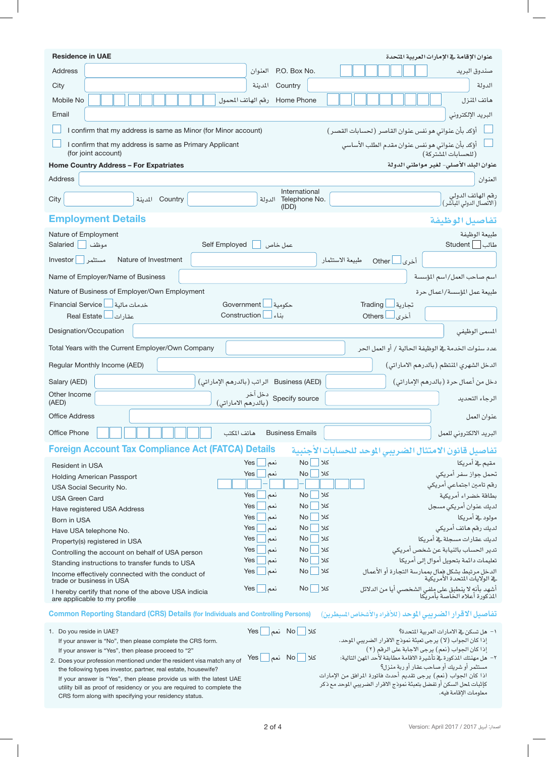## Residence in UAE | عنوان الإقامة في الإمارات العربية المتحدة

| | | | |
|---|---|---|---|
| Address العنوان | | P.O. Box No. صندوق البريد | |
| City المدينة | | Country الدولة | |
| Mobile No رقم الهاتف المحمول | | Home Phone هاتف المنزل | |
| Email البريد الإلكتروني | | | |

☐ I confirm that my address is same as Minor (for Minor account) | أؤكد بأن عنواني هو نفس عنوان القاصر (لحسابات القصر) ☐

☐ I confirm that my address is same as Primary Applicant (for joint account) | أؤكد بأن عنواني هو نفس عنوان مقدم الطلب الأساسي (للحسابات المشتركة) ☐

**Home Country Address – For Expatriates | عنوان البلد الأصلي- لغير مواطني الدولة**

| | | | |
|---|---|---|---|
| Address العنوان | | | |
| City المدينة | Country الدولة | International Telephone No. (IDD) رقم الهاتف الدولي (الاتصال الدولي المباشر) | |

## Employment Details | تفاصيل الوظيفة

Nature of Employment | طبيعة الوظيفة

☐ Salaried موظف ☐ Self Employed عمل خاص ☐ Student طالب

☐ Investor مستثمر Nature of Investment طبيعة الاستثمار ____ ☐ Other أخرى ____

Name of Employer/Name of Business | اسم صاحب العمل/اسم المؤسسة ____

Nature of Business of Employer/Own Employment | طبيعة عمل المؤسسة/أعمال حرة

☐ Financial Service خدمات مالية ☐ Government حكومية ☐ Trading تجارية

☐ Real Estate عقارات ☐ Construction بناء ☐ Others أخرى ____

Designation/Occupation | المسمى الوظيفي ____

Total Years with the Current Employer/Own Company | عدد سنوات الخدمة في الوظيفة الحالية / أو العمل الحر ____

Regular Monthly Income (AED) | الدخل الشهري المنتظم (بالدرهم الاماراتي) ____

Salary (AED) الراتب (بالدرهم الإماراتي) ____ Business (AED) دخل من أعمال حرة (بالدرهم الإماراتي) ____

Other Income (AED) دخل آخر (بالدرهم الاماراتي) ____ Specify source الرجاء التحديد ____

Office Address | عنوان العمل ____

Office Phone هاتف المكتب ____ Business Emails البريد الالكتروني للعمل ____

## Foreign Account Tax Compliance Act (FATCA) Details | تفاصيل قانون الامتثال الضريبي الموحد للحسابات الأجنبية

| | | | |
|---|---|---|---|
| Resident in USA | Yes ☐ نعم | No ☐ كلا | مقيم في أمريكا |
| Holding American Passport | Yes ☐ نعم | No ☐ كلا | تحمل جواز سفر أمريكي |
| USA Social Security No. | ☐☐☐ – ☐☐ – ☐☐☐☐ | | رقم تامين اجتماعي أمريكي |
| USA Green Card | Yes ☐ نعم | No ☐ كلا | بطاقة خضراء أمريكية |
| Have registered USA Address | Yes ☐ نعم | No ☐ كلا | لديك عنوان أمريكي مسجل |
| Born in USA | Yes ☐ نعم | No ☐ كلا | مولود في أمريكا |
| Have USA telephone No. | Yes ☐ نعم | No ☐ كلا | لديك رقم هاتف أمريكي |
| Property(s) registered in USA | Yes ☐ نعم | No ☐ كلا | لديك عقارات مسجلة في أمريكا |
| Controlling the account on behalf of USA person | Yes ☐ نعم | No ☐ كلا | تدير الحساب بالنيابة عن شخص أمريكي |
| Standing instructions to transfer funds to USA | Yes ☐ نعم | No ☐ كلا | تعليمات دائمة بتحويل أموال إلى أمريكا |
| Income effectively connected with the conduct of trade or business in USA | Yes ☐ نعم | No ☐ كلا | الدخل مرتبط بشكل فعلي بممارسة التجارة أو الأعمال في الولايات المتحدة الأمريكية |
| I hereby certify that none of the above USA indicia are applicable to my profile | Yes ☐ نعم | No ☐ كلا | أشهد بأنه لا ينطبق على ملفي الشخصي أيا من الدلائل المذكورة أعلاه الخاصة بأمريكا |

## Common Reporting Standard (CRS) Details (for Individuals and Controlling Persons) | تفاصيل الاقرار الضريبي الموحد (للأفراد والأشخاص المسيطرين)

1. Do you reside in UAE? Yes ☐ نعم No ☐ كلا
   If your answer is "No", then please complete the CRS form.
   If your answer is "Yes", then please proceed to "2"

   ١- هل تسكن في الإمارات العربية المتحدة؟
   إذا كان الجواب (لا) يرجى تعبئة نموذج الاقرار الضريبي الموحد.
   إذا كان الجواب (نعم) يرجى الاجابة على الرقم (٢)

2. Does your profession mentioned under the resident visa match any of the following types investor, partner, real estate, housewife? Yes ☐ نعم No ☐ كلا
   If your answer is "Yes", then please provide us with the latest UAE utility bill as proof of residency or you are required to complete the CRS form along with specifying your residency status.

   ٢- هل مهنتك المذكورة في تأشيرة الاقامة مطابقة لأحد المهن التالية: مستثمر أو شريك أو صاحب عقار أو ربة منزل؟
   اذا كان الجواب (نعم) يرجى تقديم أحدث فاتورة المرافق من الإمارات لإثبات محل السكن أو تفضل بتعبئة نموذج الاقرار الضريبي الموحد مع ذكر معلومات الإقامة فيه.

Version: April 2017 / 2017 إصدار: أبريل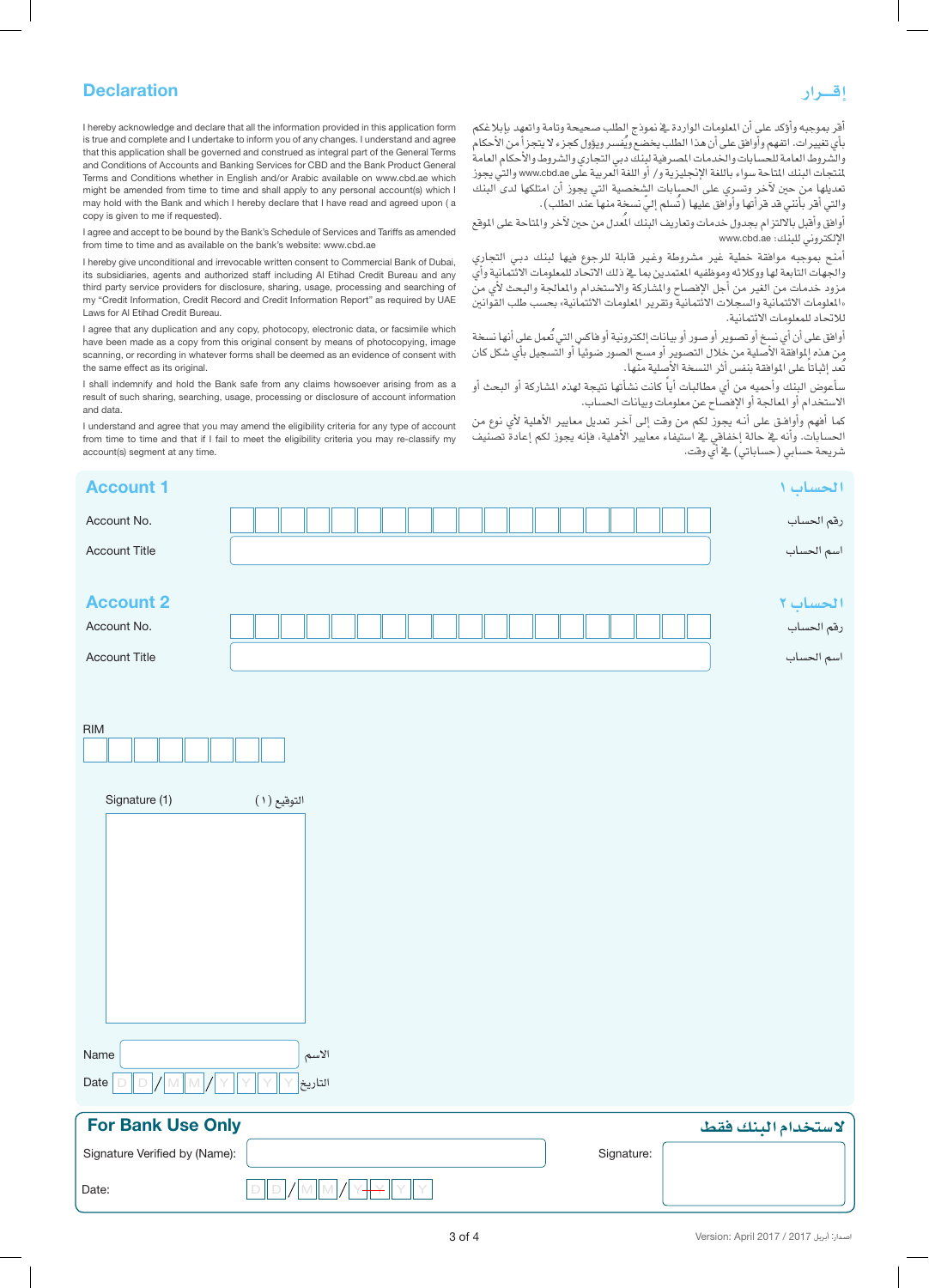## Declaration

I hereby acknowledge and declare that all the information provided in this application form is true and complete and I undertake to inform you of any changes. I understand and agree that this application shall be governed and construed as integral part of the General Terms and Conditions of Accounts and Banking Services for CBD and the Bank Product General Terms and Conditions whether in English and/or Arabic available on www.cbd.ae which might be amended from time to time and shall apply to any personal account(s) which I may hold with the Bank and which I hereby declare that I have read and agreed upon ( a copy is given to me if requested).

I agree and accept to be bound by the Bank's Schedule of Services and Tariffs as amended from time to time and as available on the bank's website: www.cbd.ae

I hereby give unconditional and irrevocable written consent to Commercial Bank of Dubai, its subsidiaries, agents and authorized staff including Al Etihad Credit Bureau and any third party service providers for disclosure, sharing, usage, processing and searching of my "Credit Information, Credit Record and Credit Information Report" as required by UAE Laws for Al Etihad Credit Bureau.

I agree that any duplication and any copy, photocopy, electronic data, or facsimile which have been made as a copy from this original consent by means of photocopying, image scanning, or recording in whatever forms shall be deemed as an evidence of consent with the same effect as its original.

I shall indemnify and hold the Bank safe from any claims howsoever arising from as a result of such sharing, searching, usage, processing or disclosure of account information and data.

I understand and agree that you may amend the eligibility criteria for any type of account from time to time and that if I fail to meet the eligibility criteria you may re-classify my account(s) segment at any time.

## إقـرار

أقر بموجبه وأؤكد على أن المعلومات الواردة في نموذج الطلب صحيحة وتامة وأتعهد بإبلاغكم بأي تغييرات. اتفهم وأوافق على أن هذا الطلب يخضع ويُفسر ويؤول كجزء لا يتجزأ من الأحكام والشروط العامة للحسابات والخدمات المصرفية لبنك دبي التجاري والشروط والأحكام العامة لمنتجات البنك المتاحة سواء باللغة الإنجليزية و/ أو اللغة العربية على www.cbd.ae والتي يجوز تعديلها من حين لآخر وتسري على الحسابات الشخصية التي يجوز أن امتلكها لدى البنك والتي أقر بأنني قد قرأتها وأوافق عليها (تُسلم إليّ نسخة منها عند الطلب).

أوافق وأقبل بالالتزام بجدول خدمات وتعاريف البنك المُعدل من حين لآخر والمتاحة على الموقع الإلكتروني للبنك: www.cbd.ae

أمنح بموجبه موافقة خطية غير مشروطة وغير قابلة للرجوع فيها لبنك دبي التجاري والجهات التابعة لها ووكلائه وموظفيه المعتمدين بما في ذلك الاتحاد للمعلومات الائتمانية وأي مزود خدمات من الغير من أجل الإفصاح والمشاركة والاستخدام والمعالجة والبحث لأي من «المعلومات الائتمانية والسجلات الائتمانية وتقرير المعلومات الائتمانية» بحسب طلب القوانين للاتحاد للمعلومات الائتمانية.

أوافق على أن أي نسخ أو تصوير أو صور أو بيانات إلكترونية أو فاكس التي تُعمل على أنها نسخة من هذه الموافقة الأصلية من خلال التصوير أو مسح الصور ضوئياً أو التسجيل بأي شكل كان تُعد إثباتاً على الموافقة بنفس أثر النسخة الأصلية منها.

سأعوض البنك وأحميه من أي مطالبات أياً كانت نشأتها نتيجة لهذه المشاركة أو البحث أو الاستخدام أو المعالجة أو الإفصاح عن معلومات وبيانات الحساب.

كما أفهم وأوافق على أنه يجوز لكم من وقت إلى آخر تعديل معايير الأهلية لأي نوع من الحسابات. وأنه في حالة إخفاقي في استيفاء معايير الأهلية، فإنه يجوز لكم إعادة تصنيف شريحة حسابي (حساباتي) في أي وقت.

## Account 1 / الحساب ١

Account No. / رقم الحساب: ____________________

Account Title / اسم الحساب: ____________________

## Account 2 / الحساب ٢

Account No. / رقم الحساب: ____________________

Account Title / اسم الحساب: ____________________

RIM: ____________________

Signature (1) / التوقيع (١)

Name / الاسم: ____________________

Date / التاريخ: D D / M M / Y Y Y Y

## For Bank Use Only / لاستخدام البنك فقط

Signature Verified by (Name): ____________________

Signature: ____________________

Date: D D / M M / Y Y Y Y

Version: April 2017 / إصدار: أبريل 2017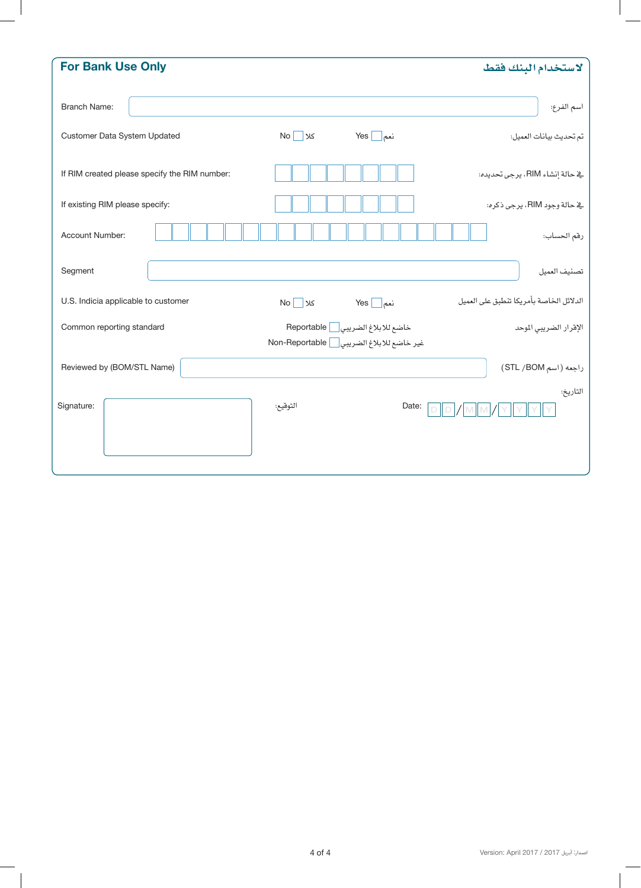## For Bank Use Only

## لاستخدام البنك فقط

Branch Name: ______________________ اسم الفرع:

Customer Data System Updated — No ☐ كلا — Yes ☐ نعم — تم تحديث بيانات العميل:

If RIM created please specify the RIM number: ☐☐☐☐☐☐☐☐ في حالة إنشاء RIM، يرجى تحديده:

If existing RIM please specify: ☐☐☐☐☐☐☐☐ في حالة وجود RIM، يرجى ذكره:

Account Number: ☐☐☐☐☐☐☐☐☐☐☐☐☐☐☐☐☐☐☐ رقم الحساب:

Segment ______________________ تصنيف العميل

U.S. Indicia applicable to customer — No ☐ كلا — Yes ☐ نعم — الدلائل الخاصة بأمريكا تنطبق على العميل

Common reporting standard — Reportable ☐ خاضع للابلاغ الضريبي — Non-Reportable ☐ غير خاضع للابلاغ الضريبي — الإقرار الضريبي الموحد

Reviewed by (BOM/STL Name) ______________________ راجعه (اسم BOM/ STL)

Signature: ______________________ التوقيع:

Date: D D / M M / Y Y Y Y التاريخ:

Version: April 2017 / اصدار: أبريل 2017